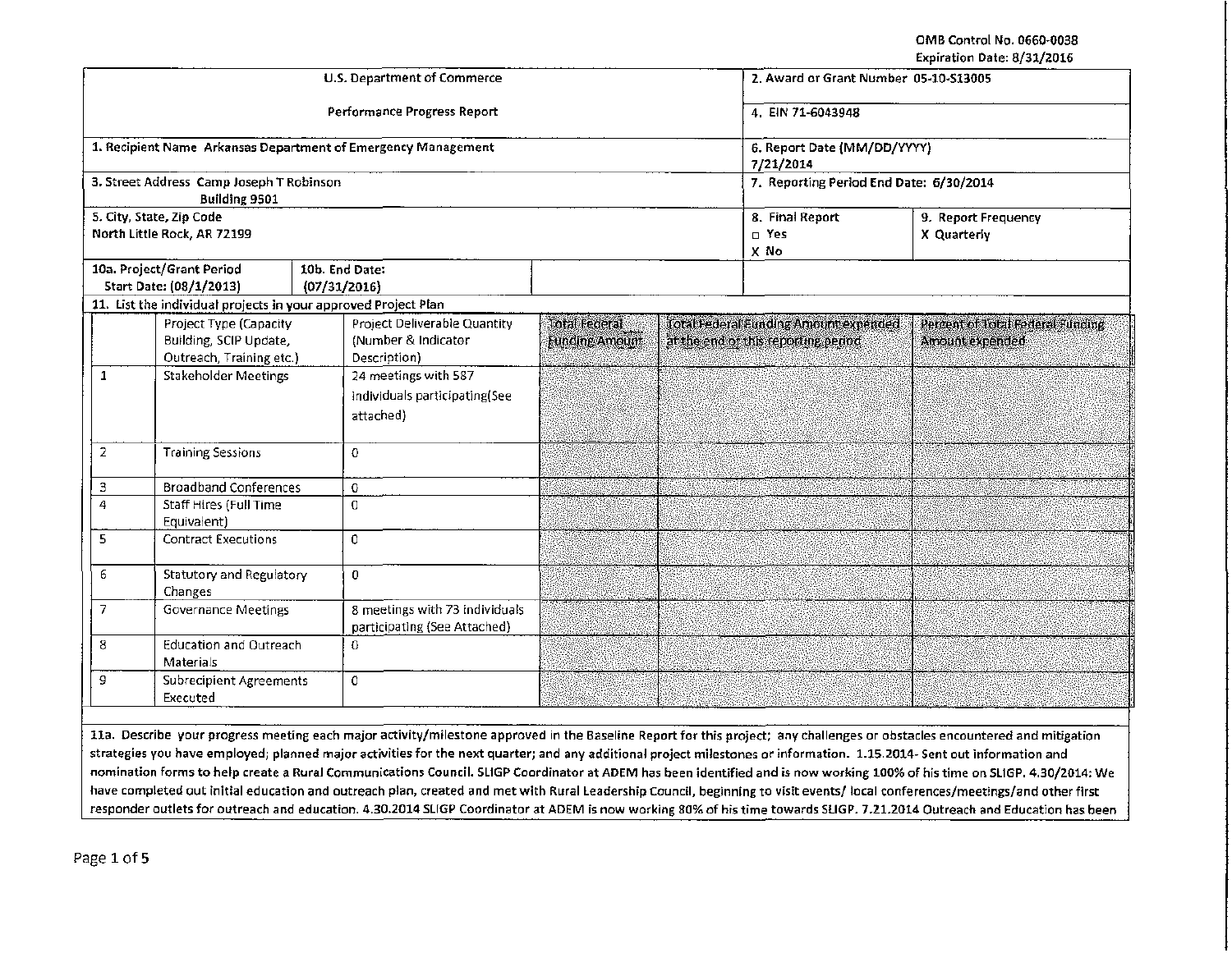OMB Control No. 0660-0038
Expiration Date: 8/31/2016

| U.S. Department of Commerce<br><br>Performance Progress Report | 2. Award or Grant Number 05-10-S13005<br><br>4. EIN 71-6043948 |
|---|---|
| 1. Recipient Name Arkansas Department of Emergency Management | 6. Report Date (MM/DD/YYYY) 7/21/2014 |
| 3. Street Address Camp Joseph T Robinson Building 9501 | 7. Reporting Period End Date: 6/30/2014 |
| 5. City, State, Zip Code North Little Rock, AR 72199 | 8. Final Report □ Yes X No — 9. Report Frequency X Quarterly |
| 10a. Project/Grant Period Start Date: (08/1/2013) — 10b. End Date: (07/31/2016) | |

11. List the individual projects in your approved Project Plan

| | Project Type (Capacity Building, SCIP Update, Outreach, Training etc.) | Project Deliverable Quantity (Number & Indicator Description) | Total Federal Funding Amount | Total Federal Funding Amount expended at the end of this reporting period | Percent of Total Federal Funding Amount expended |
|---|---|---|---|---|---|
| 1 | Stakeholder Meetings | 24 meetings with 587 individuals participating(See attached) | | | |
| 2 | Training Sessions | 0 | | | |
| 3 | Broadband Conferences | 0 | | | |
| 4 | Staff Hires (Full Time Equivalent) | 0 | | | |
| 5 | Contract Executions | 0 | | | |
| 6 | Statutory and Regulatory Changes | 0 | | | |
| 7 | Governance Meetings | 8 meetings with 73 individuals participating (See Attached) | | | |
| 8 | Education and Outreach Materials | 0 | | | |
| 9 | Subrecipient Agreements Executed | 0 | | | |

11a. Describe your progress meeting each major activity/milestone approved in the Baseline Report for this project; any challenges or obstacles encountered and mitigation strategies you have employed; planned major activities for the next quarter; and any additional project milestones or information. 1.15.2014- Sent out information and nomination forms to help create a Rural Communications Council. SLIGP Coordinator at ADEM has been identified and is now working 100% of his time on SLIGP. 4.30/2014: We have completed out initial education and outreach plan, created and met with Rural Leadership Council, beginning to visit events/ local conferences/meetings/and other first responder outlets for outreach and education. 4.30.2014 SLIGP Coordinator at ADEM is now working 80% of his time towards SLIGP. 7.21.2014 Outreach and Education has been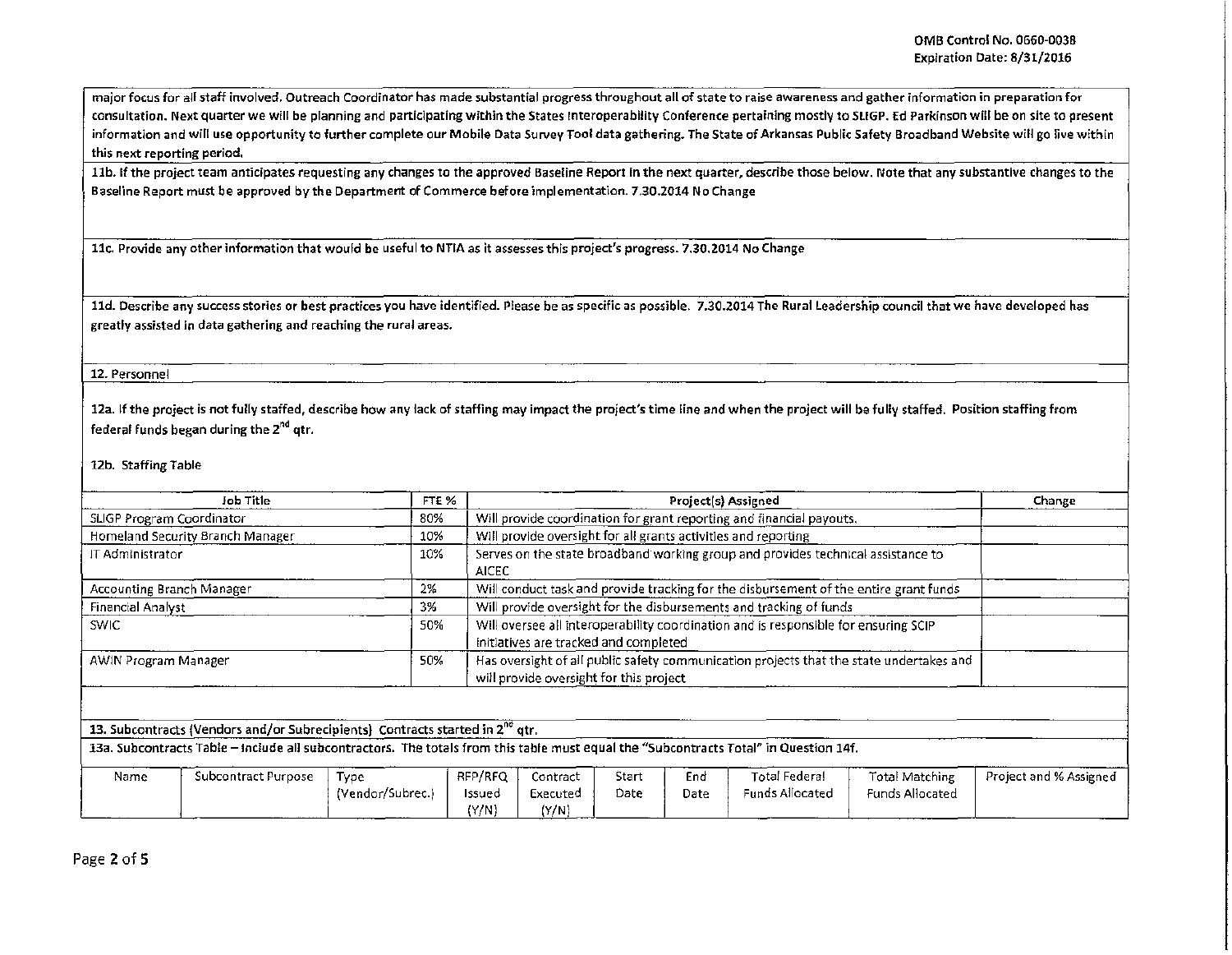major focus for all staff involved. Outreach Coordinator has made substantial progress throughout all of state to raise awareness and gather information in preparation for consultation. Next quarter we will be planning and participating within the States Interoperability Conference pertaining mostly to SLIGP. Ed Parkinson will be on site to present information and will use opportunity to further complete our Mobile Data Survey Tool data gathering. The State of Arkansas Public Safety Broadband Website will go live within this next reporting period.

11b. If the project team anticipates requesting any changes to the approved Baseline Report in the next quarter, describe those below. Note that any substantive changes to the Baseline Report must be approved by the Department of Commerce before implementation. 7.30.2014 No Change

11c. Provide any other information that would be useful to NTIA as it assesses this project's progress. 7.30.2014 No Change

11d. Describe any success stories or best practices you have identified. Please be as specific as possible. 7.30.2014 The Rural Leadership council that we have developed has greatly assisted in data gathering and reaching the rural areas.

12. Personnel

12a. If the project is not fully staffed, describe how any lack of staffing may impact the project's time line and when the project will be fully staffed. Position staffing from federal funds began during the 2nd qtr.

12b. Staffing Table

| Job Title | FTE % | Project(s) Assigned | Change |
|---|---|---|---|
| SLIGP Program Coordinator | 80% | Will provide coordination for grant reporting and financial payouts. | |
| Homeland Security Branch Manager | 10% | Will provide oversight for all grants activities and reporting | |
| IT Administrator | 10% | Serves on the state broadband working group and provides technical assistance to AICEC | |
| Accounting Branch Manager | 2% | Will conduct task and provide tracking for the disbursement of the entire grant funds | |
| Financial Analyst | 3% | Will provide oversight for the disbursements and tracking of funds | |
| SWIC | 50% | Will oversee all interoperability coordination and is responsible for ensuring SCIP initiatives are tracked and completed | |
| AWIN Program Manager | 50% | Has oversight of all public safety communication projects that the state undertakes and will provide oversight for this project | |

13. Subcontracts (Vendors and/or Subrecipients) Contracts started in 2nd qtr.

13a. Subcontracts Table – Include all subcontractors. The totals from this table must equal the "Subcontracts Total" in Question 14f.

| Name | Subcontract Purpose | Type (Vendor/Subrec.) | RFP/RFQ Issued (Y/N) | Contract Executed (Y/N) | Start Date | End Date | Total Federal Funds Allocated | Total Matching Funds Allocated | Project and % Assigned |
|---|---|---|---|---|---|---|---|---|---|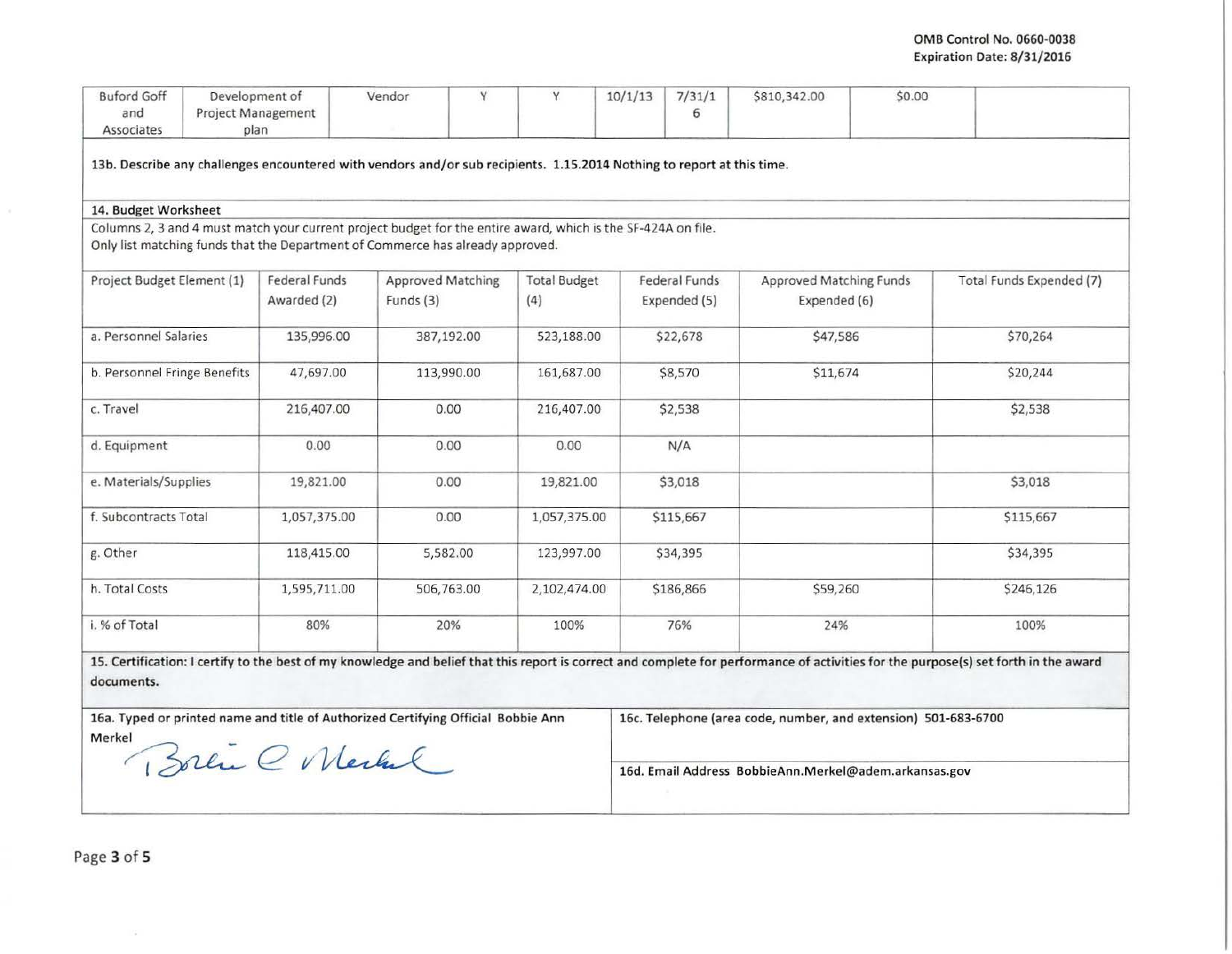OMB Control No. 0660-0038
Expiration Date: 8/31/2016

| Buford Goff and Associates | Development of Project Management plan | Vendor | Y | Y | 10/1/13 | 7/31/16 | $810,342.00 | $0.00 | |
|---|---|---|---|---|---|---|---|---|---|

13b. Describe any challenges encountered with vendors and/or sub recipients. 1.15.2014 Nothing to report at this time.

**14. Budget Worksheet**

Columns 2, 3 and 4 must match your current project budget for the entire award, which is the SF-424A on file.
Only list matching funds that the Department of Commerce has already approved.

| Project Budget Element (1) | Federal Funds Awarded (2) | Approved Matching Funds (3) | Total Budget (4) | Federal Funds Expended (5) | Approved Matching Funds Expended (6) | Total Funds Expended (7) |
|---|---|---|---|---|---|---|
| a. Personnel Salaries | 135,996.00 | 387,192.00 | 523,188.00 | $22,678 | $47,586 | $70,264 |
| b. Personnel Fringe Benefits | 47,697.00 | 113,990.00 | 161,687.00 | $8,570 | $11,674 | $20,244 |
| c. Travel | 216,407.00 | 0.00 | 216,407.00 | $2,538 | | $2,538 |
| d. Equipment | 0.00 | 0.00 | 0.00 | N/A | | |
| e. Materials/Supplies | 19,821.00 | 0.00 | 19,821.00 | $3,018 | | $3,018 |
| f. Subcontracts Total | 1,057,375.00 | 0.00 | 1,057,375.00 | $115,667 | | $115,667 |
| g. Other | 118,415.00 | 5,582.00 | 123,997.00 | $34,395 | | $34,395 |
| h. Total Costs | 1,595,711.00 | 506,763.00 | 2,102,474.00 | $186,866 | $59,260 | $246,126 |
| i. % of Total | 80% | 20% | 100% | 76% | 24% | 100% |

**15. Certification: I certify to the best of my knowledge and belief that this report is correct and complete for performance of activities for the purpose(s) set forth in the award documents.**

**16a. Typed or printed name and title of Authorized Certifying Official** Bobbie Ann Merkel

Bobbie A Merkel

**16c. Telephone (area code, number, and extension)** 501-683-6700

**16d. Email Address** BobbieAnn.Merkel@adem.arkansas.gov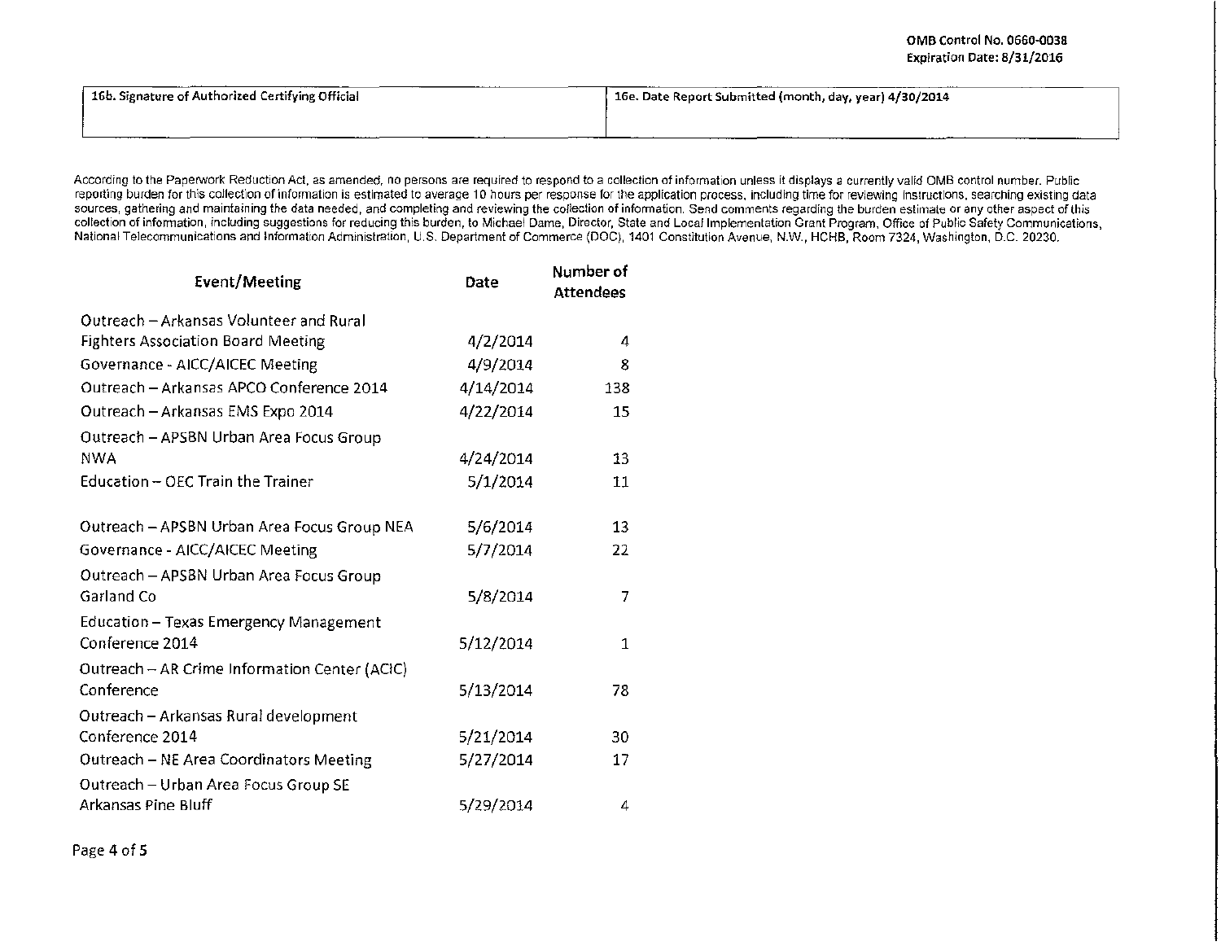OMB Control No. 0660-0038
Expiration Date: 8/31/2016

| 16b. Signature of Authorized Certifying Official | 16e. Date Report Submitted (month, day, year) 4/30/2014 |
|---|---|
| | |

According to the Paperwork Reduction Act, as amended, no persons are required to respond to a collection of information unless it displays a currently valid OMB control number. Public reporting burden for this collection of information is estimated to average 10 hours per response for the application process, including time for reviewing instructions, searching existing data sources, gathering and maintaining the data needed, and completing and reviewing the collection of information. Send comments regarding the burden estimate or any other aspect of this collection of information, including suggestions for reducing this burden, to Michael Dame, Director, State and Local Implementation Grant Program, Office of Public Safety Communications, National Telecommunications and Information Administration, U.S. Department of Commerce (DOC), 1401 Constitution Avenue, N.W., HCHB, Room 7324, Washington, D.C. 20230.

| Event/Meeting | Date | Number of Attendees |
|---|---|---|
| Outreach – Arkansas Volunteer and Rural Fighters Association Board Meeting | 4/2/2014 | 4 |
| Governance - AICC/AICEC Meeting | 4/9/2014 | 8 |
| Outreach – Arkansas APCO Conference 2014 | 4/14/2014 | 138 |
| Outreach – Arkansas EMS Expo 2014 | 4/22/2014 | 15 |
| Outreach – APSBN Urban Area Focus Group NWA | 4/24/2014 | 13 |
| Education – OEC Train the Trainer | 5/1/2014 | 11 |
| Outreach – APSBN Urban Area Focus Group NEA | 5/6/2014 | 13 |
| Governance - AICC/AICEC Meeting | 5/7/2014 | 22 |
| Outreach – APSBN Urban Area Focus Group Garland Co | 5/8/2014 | 7 |
| Education – Texas Emergency Management Conference 2014 | 5/12/2014 | 1 |
| Outreach – AR Crime Information Center (ACIC) Conference | 5/13/2014 | 78 |
| Outreach – Arkansas Rural development Conference 2014 | 5/21/2014 | 30 |
| Outreach – NE Area Coordinators Meeting | 5/27/2014 | 17 |
| Outreach – Urban Area Focus Group SE Arkansas Pine Bluff | 5/29/2014 | 4 |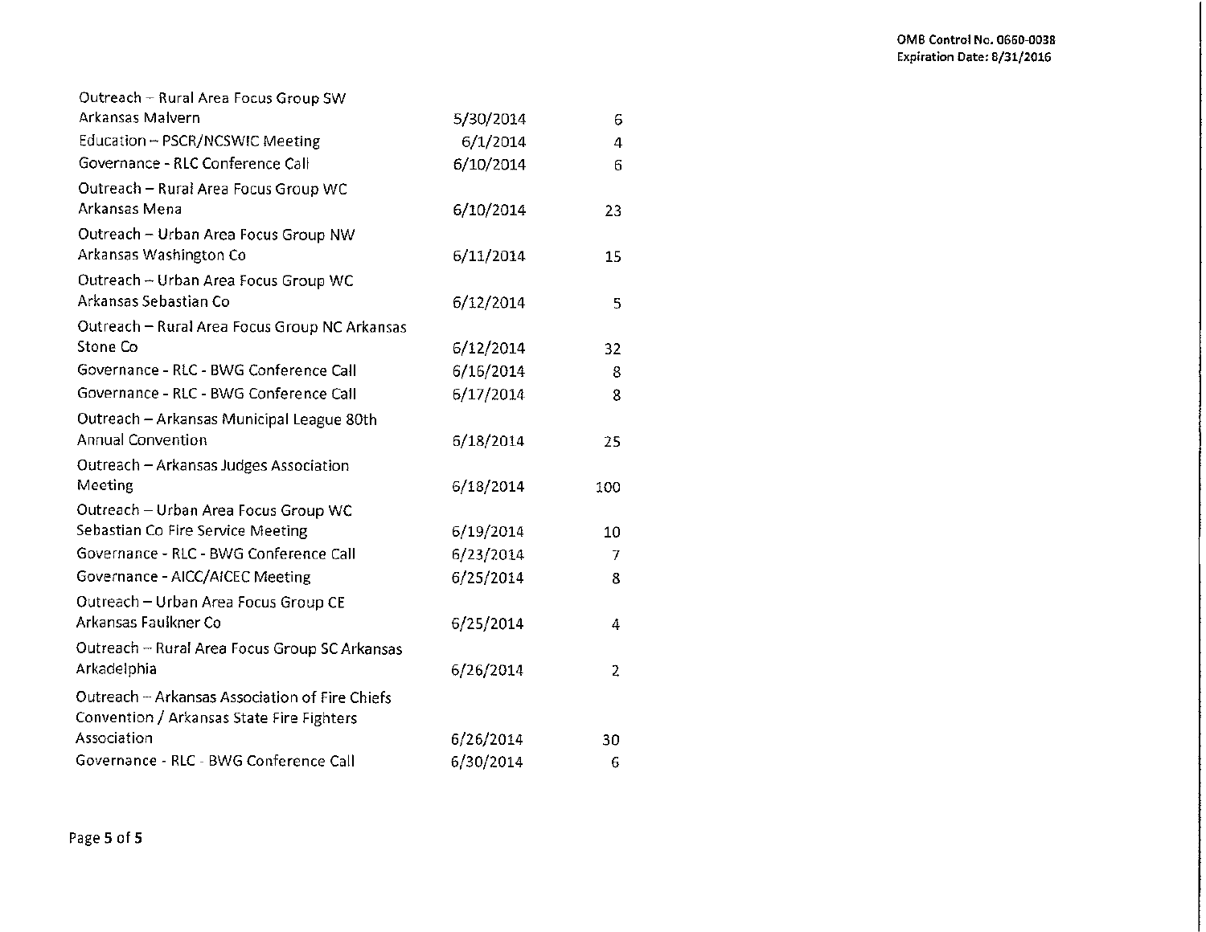| | | |
|---|---|---|
| Outreach – Rural Area Focus Group SW Arkansas Malvern | 5/30/2014 | 6 |
| Education – PSCR/NCSWIC Meeting | 6/1/2014 | 4 |
| Governance - RLC Conference Call | 6/10/2014 | 6 |
| Outreach – Rural Area Focus Group WC Arkansas Mena | 6/10/2014 | 23 |
| Outreach – Urban Area Focus Group NW Arkansas Washington Co | 6/11/2014 | 15 |
| Outreach – Urban Area Focus Group WC Arkansas Sebastian Co | 6/12/2014 | 5 |
| Outreach – Rural Area Focus Group NC Arkansas Stone Co | 6/12/2014 | 32 |
| Governance - RLC - BWG Conference Call | 6/16/2014 | 8 |
| Governance - RLC - BWG Conference Call | 6/17/2014 | 8 |
| Outreach – Arkansas Municipal League 80th Annual Convention | 6/18/2014 | 25 |
| Outreach – Arkansas Judges Association Meeting | 6/18/2014 | 100 |
| Outreach – Urban Area Focus Group WC Sebastian Co Fire Service Meeting | 6/19/2014 | 10 |
| Governance - RLC - BWG Conference Call | 6/23/2014 | 7 |
| Governance - AICC/AICEC Meeting | 6/25/2014 | 8 |
| Outreach – Urban Area Focus Group CE Arkansas Faulkner Co | 6/25/2014 | 4 |
| Outreach – Rural Area Focus Group SC Arkansas Arkadelphia | 6/26/2014 | 2 |
| Outreach – Arkansas Association of Fire Chiefs Convention / Arkansas State Fire Fighters Association | 6/26/2014 | 30 |
| Governance - RLC - BWG Conference Call | 6/30/2014 | 6 |